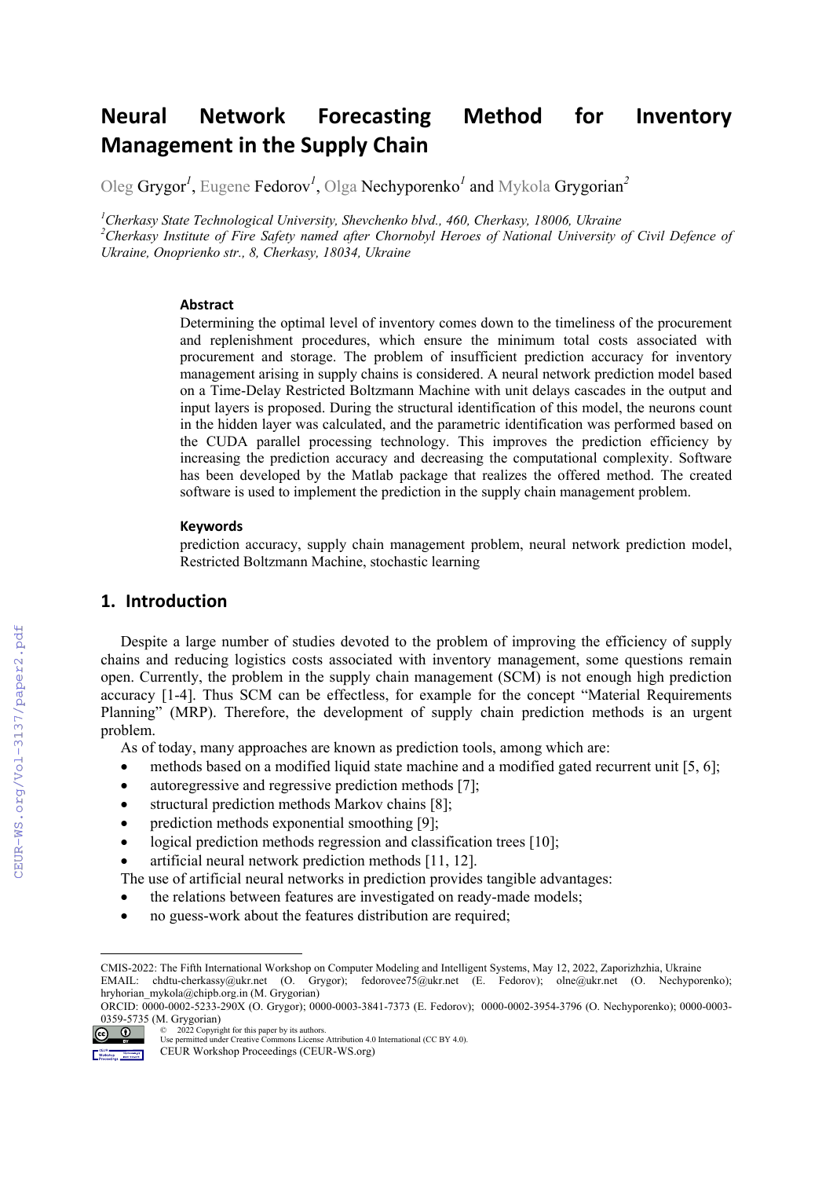# Neural Network Forecasting Method for Inventory Management in the Supply Chain

Oleg Grygor[1], Eugene Fedorov[1], Olga Nechyporenko[1] and Mykola Grygorian[2]

[1]*Cherkasy State Technological University, Shevchenko blvd., 460, Cherkasy, 18006, Ukraine*
[2]*Cherkasy Institute of Fire Safety named after Chornobyl Heroes of National University of Civil Defence of Ukraine, Onoprienko str., 8, Cherkasy, 18034, Ukraine*

### Abstract

Determining the optimal level of inventory comes down to the timeliness of the procurement and replenishment procedures, which ensure the minimum total costs associated with procurement and storage. The problem of insufficient prediction accuracy for inventory management arising in supply chains is considered. A neural network prediction model based on a Time-Delay Restricted Boltzmann Machine with unit delays cascades in the output and input layers is proposed. During the structural identification of this model, the neurons count in the hidden layer was calculated, and the parametric identification was performed based on the CUDA parallel processing technology. This improves the prediction efficiency by increasing the prediction accuracy and decreasing the computational complexity. Software has been developed by the Matlab package that realizes the offered method. The created software is used to implement the prediction in the supply chain management problem.

### Keywords

prediction accuracy, supply chain management problem, neural network prediction model, Restricted Boltzmann Machine, stochastic learning

## 1. Introduction

Despite a large number of studies devoted to the problem of improving the efficiency of supply chains and reducing logistics costs associated with inventory management, some questions remain open. Currently, the problem in the supply chain management (SCM) is not enough high prediction accuracy [1-4]. Thus SCM can be effectless, for example for the concept "Material Requirements Planning" (MRP). Therefore, the development of supply chain prediction methods is an urgent problem.

As of today, many approaches are known as prediction tools, among which are:

- methods based on a modified liquid state machine and a modified gated recurrent unit [5, 6];
- autoregressive and regressive prediction methods [7];
- structural prediction methods Markov chains [8];
- prediction methods exponential smoothing [9];
- logical prediction methods regression and classification trees [10];
- artificial neural network prediction methods [11, 12].

The use of artificial neural networks in prediction provides tangible advantages:

- the relations between features are investigated on ready-made models;
- no guess-work about the features distribution are required;

---

CMIS-2022: The Fifth International Workshop on Computer Modeling and Intelligent Systems, May 12, 2022, Zaporizhzhia, Ukraine
EMAIL: chdtu-cherkassy@ukr.net (O. Grygor); fedorovee75@ukr.net (E. Fedorov); olne@ukr.net (O. Nechyporenko); hryhorian_mykola@chipb.org.in (M. Grygorian)
ORCID: 0000-0002-5233-290X (O. Grygor); 0000-0003-3841-7373 (E. Fedorov); 0000-0002-3954-3796 (O. Nechyporenko); 0000-0003-0359-5735 (M. Grygorian)
© 2022 Copyright for this paper by its authors.
Use permitted under Creative Commons License Attribution 4.0 International (CC BY 4.0).
CEUR Workshop Proceedings (CEUR-WS.org)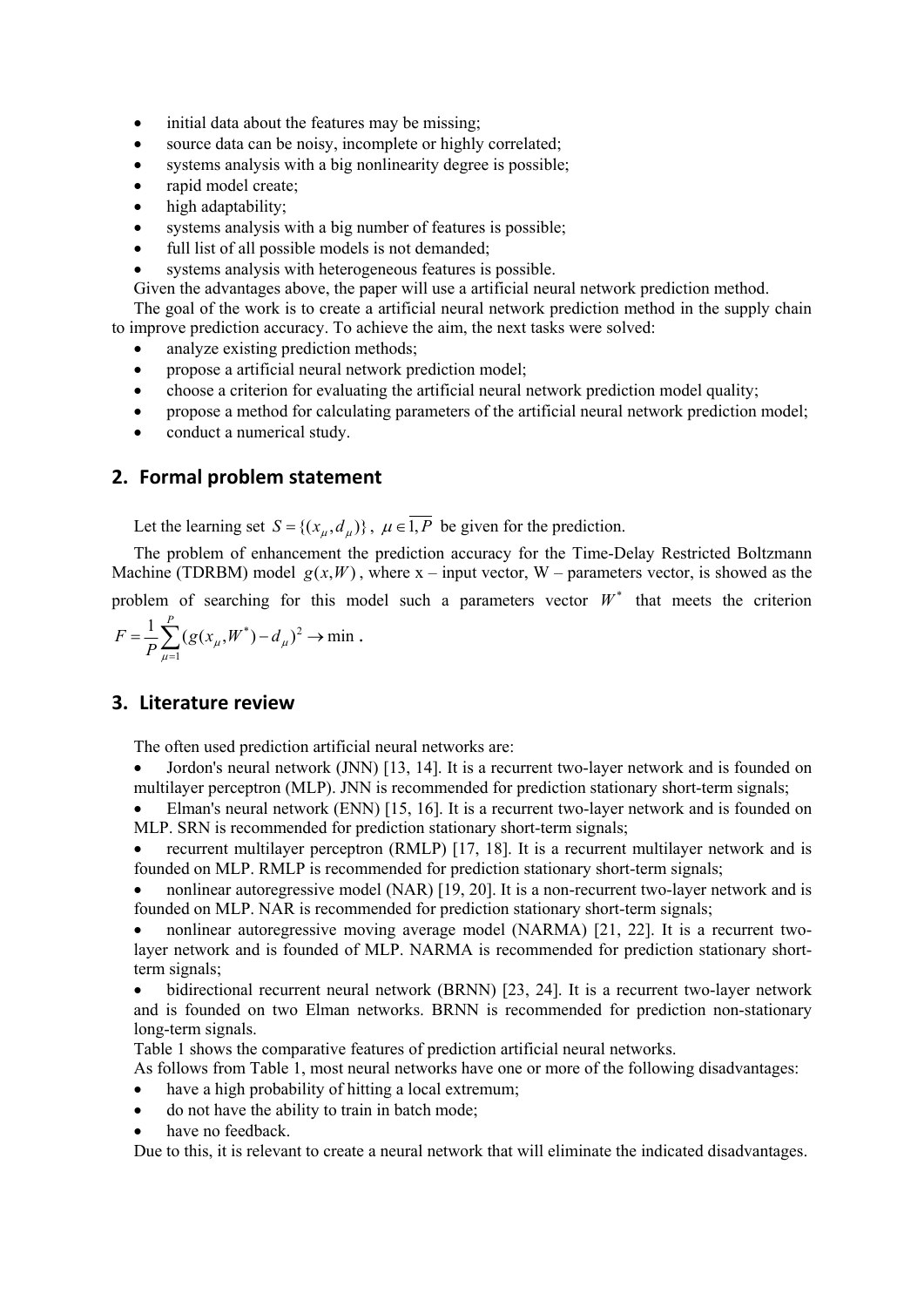- initial data about the features may be missing;
- source data can be noisy, incomplete or highly correlated;
- systems analysis with a big nonlinearity degree is possible;
- rapid model create;
- high adaptability;
- systems analysis with a big number of features is possible;
- full list of all possible models is not demanded;
- systems analysis with heterogeneous features is possible.

Given the advantages above, the paper will use a artificial neural network prediction method.

The goal of the work is to create a artificial neural network prediction method in the supply chain to improve prediction accuracy. To achieve the aim, the next tasks were solved:

- analyze existing prediction methods;
- propose a artificial neural network prediction model;
- choose a criterion for evaluating the artificial neural network prediction model quality;
- propose a method for calculating parameters of the artificial neural network prediction model;
- conduct a numerical study.

## 2. Formal problem statement

Let the learning set $S = \{(x_\mu, d_\mu)\}$, $\mu \in \overline{1,P}$ be given for the prediction.

The problem of enhancement the prediction accuracy for the Time-Delay Restricted Boltzmann Machine (TDRBM) model $g(x,W)$, where x – input vector, W – parameters vector, is showed as the problem of searching for this model such a parameters vector $W^*$ that meets the criterion $F = \frac{1}{P}\sum_{\mu=1}^{P}(g(x_\mu, W^*) - d_\mu)^2 \to \min$.

## 3. Literature review

The often used prediction artificial neural networks are:

- Jordon's neural network (JNN) [13, 14]. It is a recurrent two-layer network and is founded on multilayer perceptron (MLP). JNN is recommended for prediction stationary short-term signals;
- Elman's neural network (ENN) [15, 16]. It is a recurrent two-layer network and is founded on MLP. SRN is recommended for prediction stationary short-term signals;
- recurrent multilayer perceptron (RMLP) [17, 18]. It is a recurrent multilayer network and is founded on MLP. RMLP is recommended for prediction stationary short-term signals;
- nonlinear autoregressive model (NAR) [19, 20]. It is a non-recurrent two-layer network and is founded on MLP. NAR is recommended for prediction stationary short-term signals;
- nonlinear autoregressive moving average model (NARMA) [21, 22]. It is a recurrent two-layer network and is founded of MLP. NARMA is recommended for prediction stationary short-term signals;
- bidirectional recurrent neural network (BRNN) [23, 24]. It is a recurrent two-layer network and is founded on two Elman networks. BRNN is recommended for prediction non-stationary long-term signals.

Table 1 shows the comparative features of prediction artificial neural networks.

As follows from Table 1, most neural networks have one or more of the following disadvantages:

- have a high probability of hitting a local extremum;
- do not have the ability to train in batch mode;
- have no feedback.

Due to this, it is relevant to create a neural network that will eliminate the indicated disadvantages.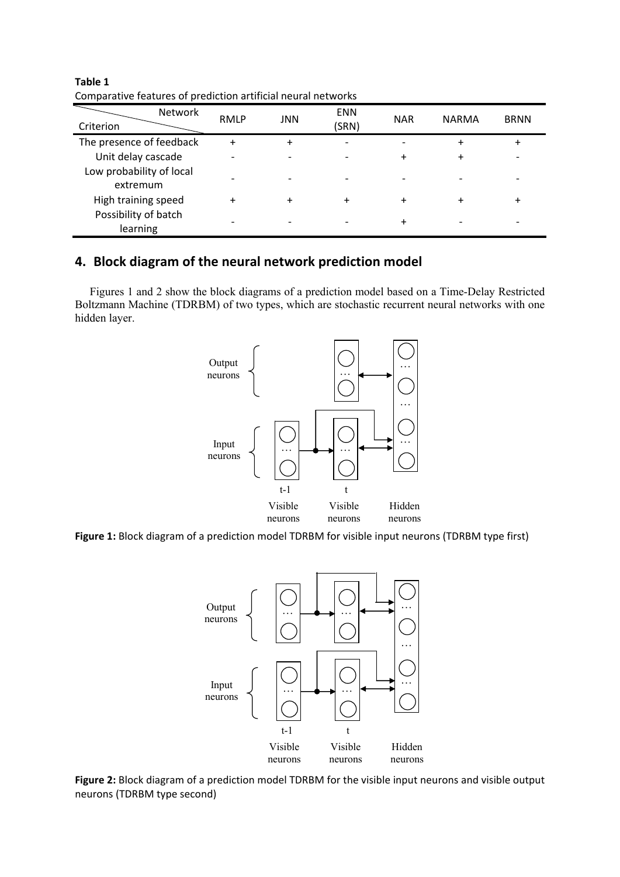**Table 1**
Comparative features of prediction artificial neural networks

| Criterion \ Network | RMLP | JNN | ENN (SRN) | NAR | NARMA | BRNN |
|---|---|---|---|---|---|---|
| The presence of feedback | + | + | - | - | + | + |
| Unit delay cascade | - | - | - | + | + | - |
| Low probability of local extremum | - | - | - | - | - | - |
| High training speed | + | + | + | + | + | + |
| Possibility of batch learning | - | - | - | + | - | - |

## 4. Block diagram of the neural network prediction model

Figures 1 and 2 show the block diagrams of a prediction model based on a Time-Delay Restricted Boltzmann Machine (TDRBM) of two types, which are stochastic recurrent neural networks with one hidden layer.

**Figure 1:** Block diagram of a prediction model TDRBM for visible input neurons (TDRBM type first)

**Figure 2:** Block diagram of a prediction model TDRBM for the visible input neurons and visible output neurons (TDRBM type second)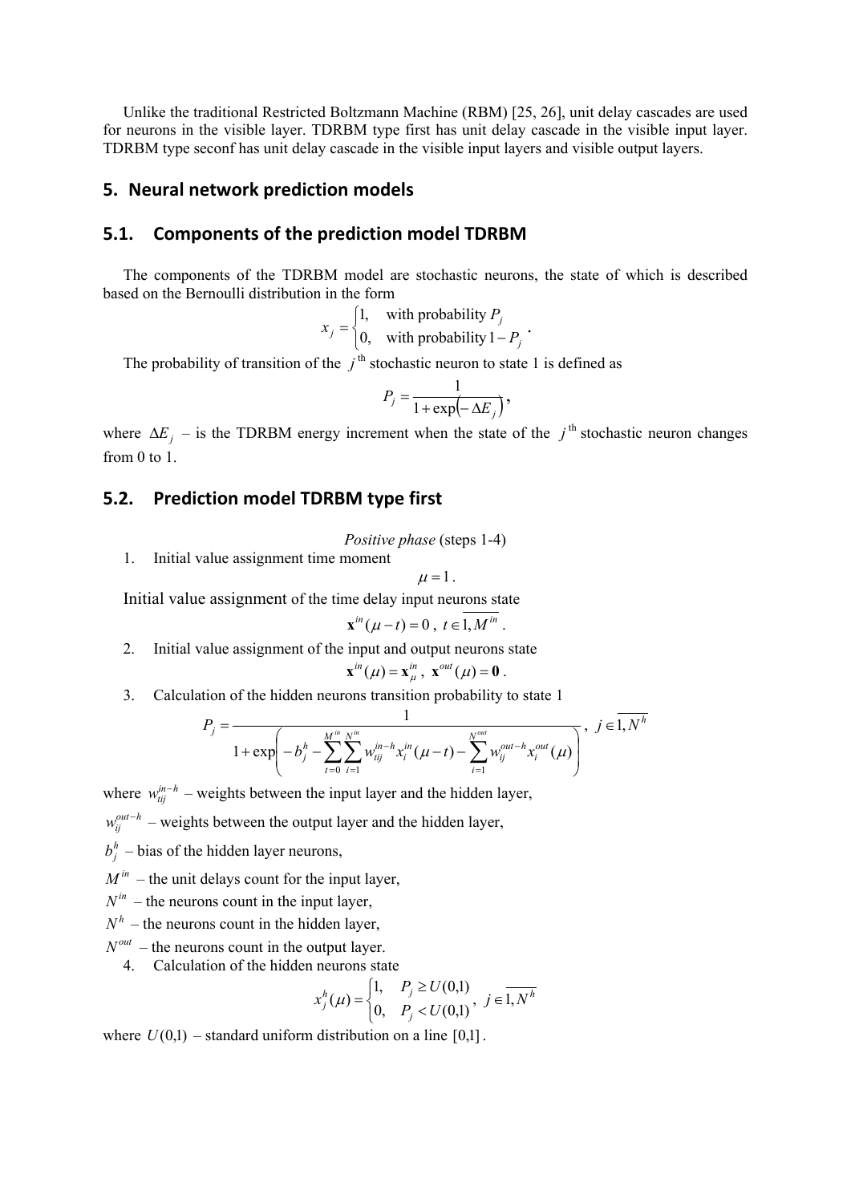Unlike the traditional Restricted Boltzmann Machine (RBM) [25, 26], unit delay cascades are used for neurons in the visible layer. TDRBM type first has unit delay cascade in the visible input layer. TDRBM type seconf has unit delay cascade in the visible input layers and visible output layers.

## 5. Neural network prediction models

### 5.1. Components of the prediction model TDRBM

The components of the TDRBM model are stochastic neurons, the state of which is described based on the Bernoulli distribution in the form

$$x_j = \begin{cases} 1, & \text{with probability } P_j \\ 0, & \text{with probability } 1 - P_j \end{cases}.$$

The probability of transition of the $j^{\text{th}}$ stochastic neuron to state 1 is defined as

$$P_j = \frac{1}{1 + \exp(-\Delta E_j)},$$

where $\Delta E_j$ – is the TDRBM energy increment when the state of the $j^{\text{th}}$ stochastic neuron changes from 0 to 1.

### 5.2. Prediction model TDRBM type first

*Positive phase* (steps 1-4)

1. Initial value assignment time moment

$$\mu = 1.$$

Initial value assignment of the time delay input neurons state

$$\mathbf{x}^{in}(\mu - t) = 0, \; t \in \overline{1, M^{in}}.$$

2. Initial value assignment of the input and output neurons state

$$\mathbf{x}^{in}(\mu) = \mathbf{x}^{in}_{\mu}, \; \mathbf{x}^{out}(\mu) = \mathbf{0}.$$

3. Calculation of the hidden neurons transition probability to state 1

$$P_j = \frac{1}{1 + \exp\left( -b_j^h - \sum_{t=0}^{M^{in}} \sum_{i=1}^{N^{in}} w_{tij}^{in-h} x_i^{in}(\mu - t) - \sum_{i=1}^{N^{out}} w_{ij}^{out-h} x_i^{out}(\mu) \right)}, \; j \in \overline{1, N^h}$$

where $w_{tij}^{in-h}$ – weights between the input layer and the hidden layer,

$w_{ij}^{out-h}$ – weights between the output layer and the hidden layer,

$b_j^h$ – bias of the hidden layer neurons,

$M^{in}$ – the unit delays count for the input layer,

$N^{in}$ – the neurons count in the input layer,

$N^h$ – the neurons count in the hidden layer,

$N^{out}$ – the neurons count in the output layer.

4. Calculation of the hidden neurons state

$$x_j^h(\mu) = \begin{cases} 1, & P_j \ge U(0,1) \\ 0, & P_j < U(0,1) \end{cases}, \; j \in \overline{1, N^h}$$

where $U(0,1)$ – standard uniform distribution on a line $[0,1]$.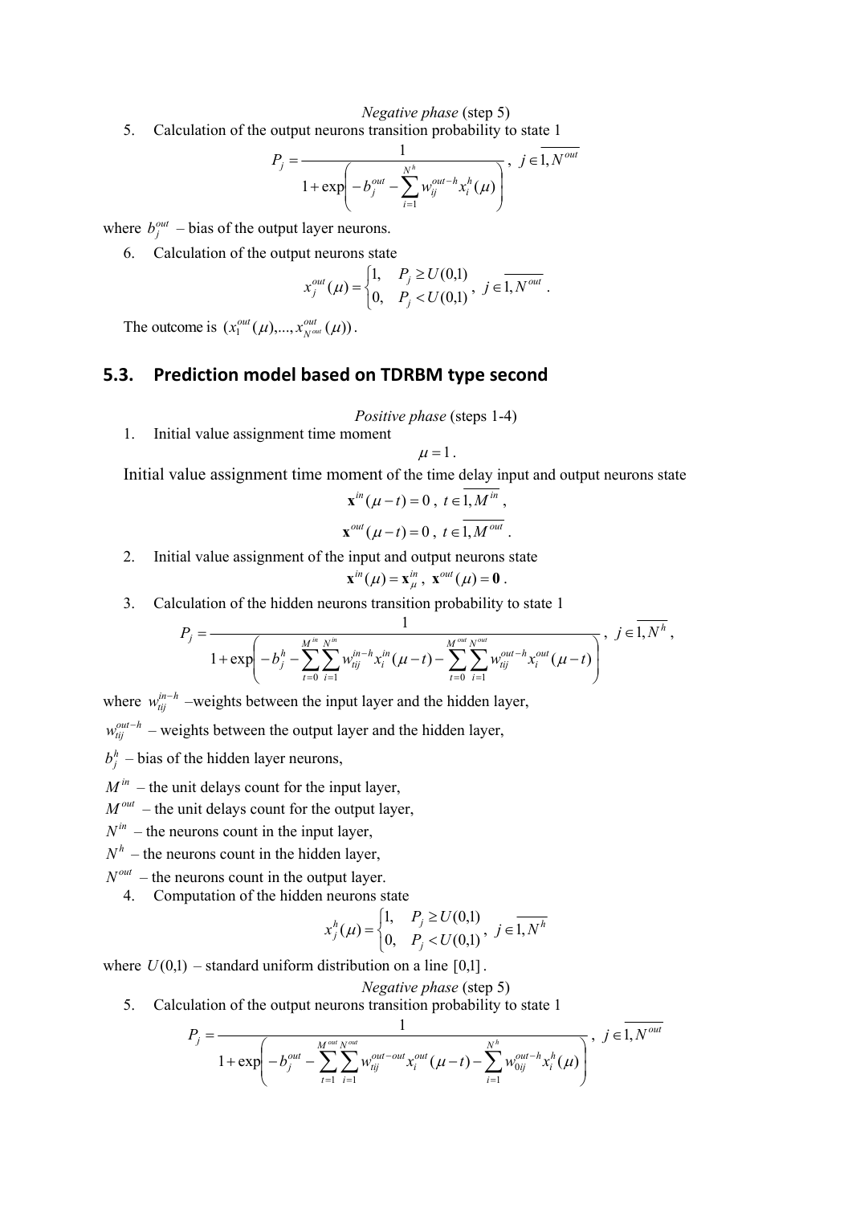*Negative phase* (step 5)

5. Calculation of the output neurons transition probability to state 1

$$P_j = \frac{1}{1+\exp\left(-b_j^{out} - \sum_{i=1}^{N^h} w_{ij}^{out-h} x_i^h(\mu)\right)}, \ j \in \overline{1, N^{out}}$$

where $b_j^{out}$ – bias of the output layer neurons.

6. Calculation of the output neurons state

$$x_j^{out}(\mu) = \begin{cases} 1, & P_j \geq U(0,1) \\ 0, & P_j < U(0,1) \end{cases}, \ j \in \overline{1, N^{out}} .$$

The outcome is $(x_1^{out}(\mu),...,x_{N^{out}}^{out}(\mu))$.

## 5.3. Prediction model based on TDRBM type second

*Positive phase* (steps 1-4)

1. Initial value assignment time moment

$$\mu = 1 .$$

Initial value assignment time moment of the time delay input and output neurons state

$$\mathbf{x}^{in}(\mu - t) = 0 , \ t \in \overline{1, M^{in}} ,$$

$$\mathbf{x}^{out}(\mu - t) = 0 , \ t \in \overline{1, M^{out}} .$$

2. Initial value assignment of the input and output neurons state

$$\mathbf{x}^{in}(\mu) = \mathbf{x}_\mu^{in} , \ \mathbf{x}^{out}(\mu) = \mathbf{0} .$$

3. Calculation of the hidden neurons transition probability to state 1

$$P_j = \frac{1}{1+\exp\left(-b_j^h - \sum_{t=0}^{M^{in}} \sum_{i=1}^{N^{in}} w_{tij}^{in-h} x_i^{in}(\mu - t) - \sum_{t=0}^{M^{out}} \sum_{i=1}^{N^{out}} w_{tij}^{out-h} x_i^{out}(\mu - t)\right)}, \ j \in \overline{1, N^h} ,$$

where $w_{tij}^{in-h}$ –weights between the input layer and the hidden layer,

$w_{tij}^{out-h}$ – weights between the output layer and the hidden layer,

$b_j^h$ – bias of the hidden layer neurons,

$M^{in}$ – the unit delays count for the input layer,

$M^{out}$ – the unit delays count for the output layer,

$N^{in}$ – the neurons count in the input layer,

$N^h$ – the neurons count in the hidden layer,

$N^{out}$ – the neurons count in the output layer.

4. Computation of the hidden neurons state

$$x_j^h(\mu) = \begin{cases} 1, & P_j \geq U(0,1) \\ 0, & P_j < U(0,1) \end{cases}, \ j \in \overline{1, N^h}$$

where $U(0,1)$ – standard uniform distribution on a line $[0,1]$.

*Negative phase* (step 5)

5. Calculation of the output neurons transition probability to state 1

$$P_j = \frac{1}{1+\exp\left(-b_j^{out} - \sum_{t=1}^{M^{out}} \sum_{i=1}^{N^{out}} w_{tij}^{out-out} x_i^{out}(\mu - t) - \sum_{i=1}^{N^h} w_{0ij}^{out-h} x_i^h(\mu)\right)}, \ j \in \overline{1, N^{out}}$$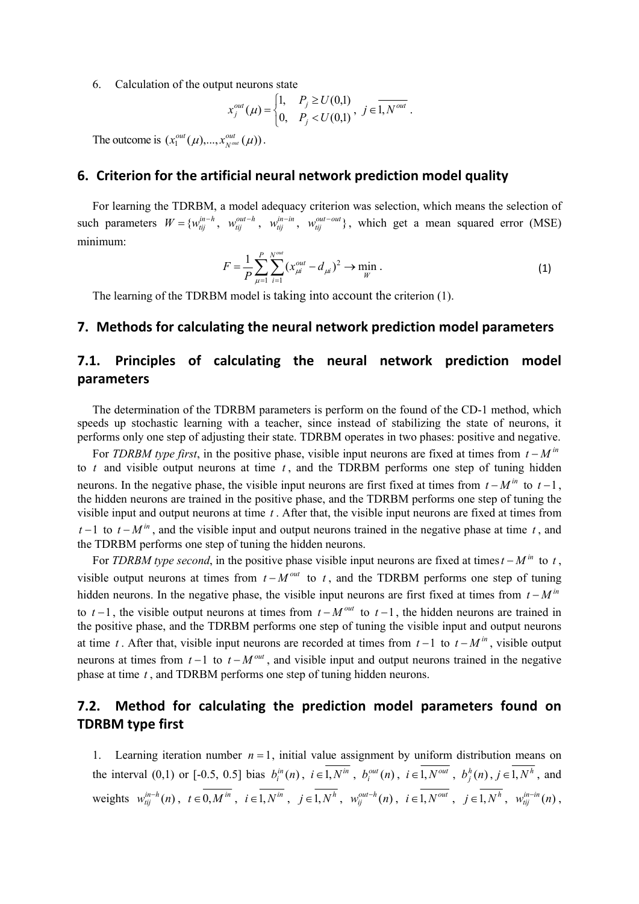6. Calculation of the output neurons state

$$x_j^{out}(\mu) = \begin{cases} 1, & P_j \ge U(0,1) \\ 0, & P_j < U(0,1) \end{cases}, \ j \in \overline{1, N^{out}}.$$

The outcome is $(x_1^{out}(\mu),...,x_{N^{out}}^{out}(\mu))$.

## 6. Criterion for the artificial neural network prediction model quality

For learning the TDRBM, a model adequacy criterion was selection, which means the selection of such parameters $W = \{w_{tij}^{in-h},\ w_{tij}^{out-h},\ w_{tij}^{in-in},\ w_{tij}^{out-out}\}$, which get a mean squared error (MSE) minimum:

$$F = \frac{1}{P}\sum_{\mu=1}^{P}\sum_{i=1}^{N^{out}}(x_{\mu i}^{out} - d_{\mu i})^2 \to \min_W. \tag{1}$$

The learning of the TDRBM model is taking into account the criterion (1).

## 7. Methods for calculating the neural network prediction model parameters

### 7.1. Principles of calculating the neural network prediction model parameters

The determination of the TDRBM parameters is perform on the found of the CD-1 method, which speeds up stochastic learning with a teacher, since instead of stabilizing the state of neurons, it performs only one step of adjusting their state. TDRBM operates in two phases: positive and negative.

For *TDRBM type first*, in the positive phase, visible input neurons are fixed at times from $t - M^{in}$ to $t$ and visible output neurons at time $t$, and the TDRBM performs one step of tuning hidden neurons. In the negative phase, the visible input neurons are first fixed at times from $t - M^{in}$ to $t-1$, the hidden neurons are trained in the positive phase, and the TDRBM performs one step of tuning the visible input and output neurons at time $t$. After that, the visible input neurons are fixed at times from $t-1$ to $t - M^{in}$, and the visible input and output neurons trained in the negative phase at time $t$, and the TDRBM performs one step of tuning the hidden neurons.

For *TDRBM type second*, in the positive phase visible input neurons are fixed at times $t - M^{in}$ to $t$, visible output neurons at times from $t - M^{out}$ to $t$, and the TDRBM performs one step of tuning hidden neurons. In the negative phase, the visible input neurons are first fixed at times from $t - M^{in}$ to $t-1$, the visible output neurons at times from $t - M^{out}$ to $t-1$, the hidden neurons are trained in the positive phase, and the TDRBM performs one step of tuning the visible input and output neurons at time $t$. After that, visible input neurons are recorded at times from $t-1$ to $t - M^{in}$, visible output neurons at times from $t-1$ to $t - M^{out}$, and visible input and output neurons trained in the negative phase at time $t$, and TDRBM performs one step of tuning hidden neurons.

### 7.2. Method for calculating the prediction model parameters found on TDRBM type first

1. Learning iteration number $n = 1$, initial value assignment by uniform distribution means on the interval (0,1) or [-0.5, 0.5] bias $b_i^{in}(n)$, $i \in \overline{1, N^{in}}$, $b_i^{out}(n)$, $i \in \overline{1, N^{out}}$, $b_j^{h}(n)$, $j \in \overline{1, N^{h}}$, and weights $w_{tij}^{in-h}(n)$, $t \in \overline{0, M^{in}}$, $i \in \overline{1, N^{in}}$, $j \in \overline{1, N^{h}}$, $w_{ij}^{out-h}(n)$, $i \in \overline{1, N^{out}}$, $j \in \overline{1, N^{h}}$, $w_{tij}^{in-in}(n)$,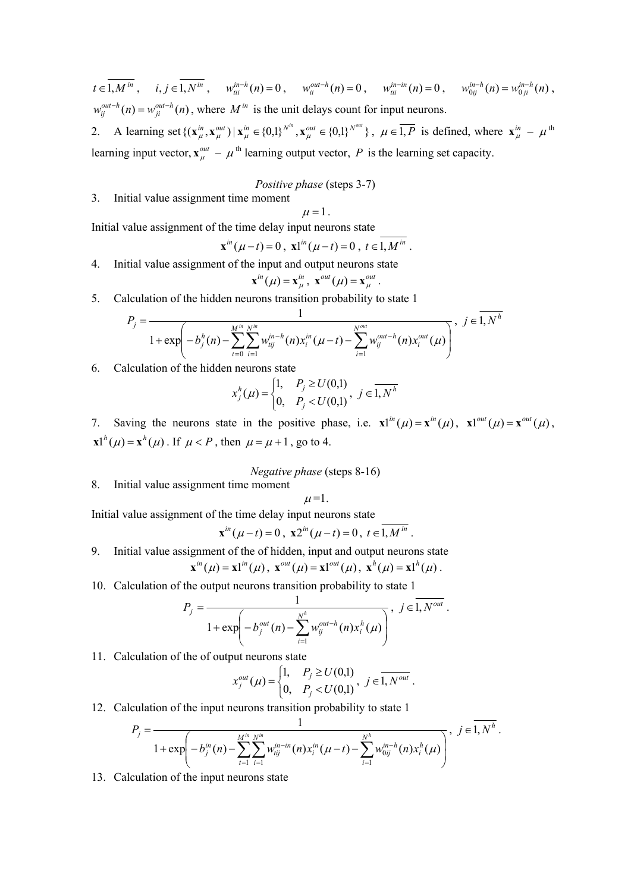$t \in \overline{1, M^{in}}$, $i, j \in \overline{1, N^{in}}$, $w_{tii}^{in-h}(n) = 0$, $w_{ii}^{out-h}(n) = 0$, $w_{tii}^{in-in}(n) = 0$, $w_{0ij}^{in-h}(n) = w_{0ji}^{in-h}(n)$, $w_{ij}^{out-h}(n) = w_{ji}^{out-h}(n)$, where $M^{in}$ is the unit delays count for input neurons.

2. A learning set $\{(\mathbf{x}_{\mu}^{in}, \mathbf{x}_{\mu}^{out}) \mid \mathbf{x}_{\mu}^{in} \in \{0,1\}^{N^{in}}, \mathbf{x}_{\mu}^{out} \in \{0,1\}^{N^{out}}\}$, $\mu \in \overline{1, P}$ is defined, where $\mathbf{x}_{\mu}^{in}$ – $\mu$ th learning input vector, $\mathbf{x}_{\mu}^{out}$ – $\mu$ th learning output vector, $P$ is the learning set capacity.

*Positive phase* (steps 3-7)

3. Initial value assignment time moment

$$\mu = 1.$$

Initial value assignment of the time delay input neurons state

$$\mathbf{x}^{in}(\mu - t) = 0, \ \mathbf{x}1^{in}(\mu - t) = 0, \ t \in \overline{1, M^{in}}.$$

4. Initial value assignment of the input and output neurons state

$$\mathbf{x}^{in}(\mu) = \mathbf{x}_{\mu}^{in}, \ \mathbf{x}^{out}(\mu) = \mathbf{x}_{\mu}^{out}.$$

5. Calculation of the hidden neurons transition probability to state 1

$$P_j = \frac{1}{1 + \exp\left(-b_j^h(n) - \sum_{t=0}^{M^{in}} \sum_{i=1}^{N^{in}} w_{tij}^{in-h}(n) x_i^{in}(\mu - t) - \sum_{i=1}^{N^{out}} w_{ij}^{out-h}(n) x_i^{out}(\mu)\right)}, \ j \in \overline{1, N^h}$$

6. Calculation of the hidden neurons state

$$x_j^h(\mu) = \begin{cases} 1, & P_j \ge U(0,1) \\ 0, & P_j < U(0,1) \end{cases}, \ j \in \overline{1, N^h}$$

7. Saving the neurons state in the positive phase, i.e. $\mathbf{x}1^{in}(\mu) = \mathbf{x}^{in}(\mu)$, $\mathbf{x}1^{out}(\mu) = \mathbf{x}^{out}(\mu)$, $\mathbf{x}1^{h}(\mu) = \mathbf{x}^{h}(\mu)$. If $\mu < P$, then $\mu = \mu + 1$, go to 4.

*Negative phase* (steps 8-16)

8. Initial value assignment time moment

$$\mu = 1.$$

Initial value assignment of the time delay input neurons state

$$\mathbf{x}^{in}(\mu - t) = 0, \ \mathbf{x}2^{in}(\mu - t) = 0, \ t \in \overline{1, M^{in}}.$$

9. Initial value assignment of the of hidden, input and output neurons state

$$\mathbf{x}^{in}(\mu) = \mathbf{x}1^{in}(\mu), \ \mathbf{x}^{out}(\mu) = \mathbf{x}1^{out}(\mu), \ \mathbf{x}^{h}(\mu) = \mathbf{x}1^{h}(\mu).$$

10. Calculation of the output neurons transition probability to state 1

$$P_j = \frac{1}{1 + \exp\left(-b_j^{out}(n) - \sum_{i=1}^{N^h} w_{ij}^{out-h}(n) x_i^h(\mu)\right)}, \ j \in \overline{1, N^{out}}.$$

11. Calculation of the of output neurons state

$$x_j^{out}(\mu) = \begin{cases} 1, & P_j \ge U(0,1) \\ 0, & P_j < U(0,1) \end{cases}, \ j \in \overline{1, N^{out}}.$$

12. Calculation of the input neurons transition probability to state 1

$$P_j = \frac{1}{1 + \exp\left(-b_j^{in}(n) - \sum_{t=1}^{M^{in}} \sum_{i=1}^{N^{in}} w_{tij}^{in-in}(n) x_i^{in}(\mu - t) - \sum_{i=1}^{N^h} w_{0ij}^{in-h}(n) x_i^h(\mu)\right)}, \ j \in \overline{1, N^h}.$$

13. Calculation of the input neurons state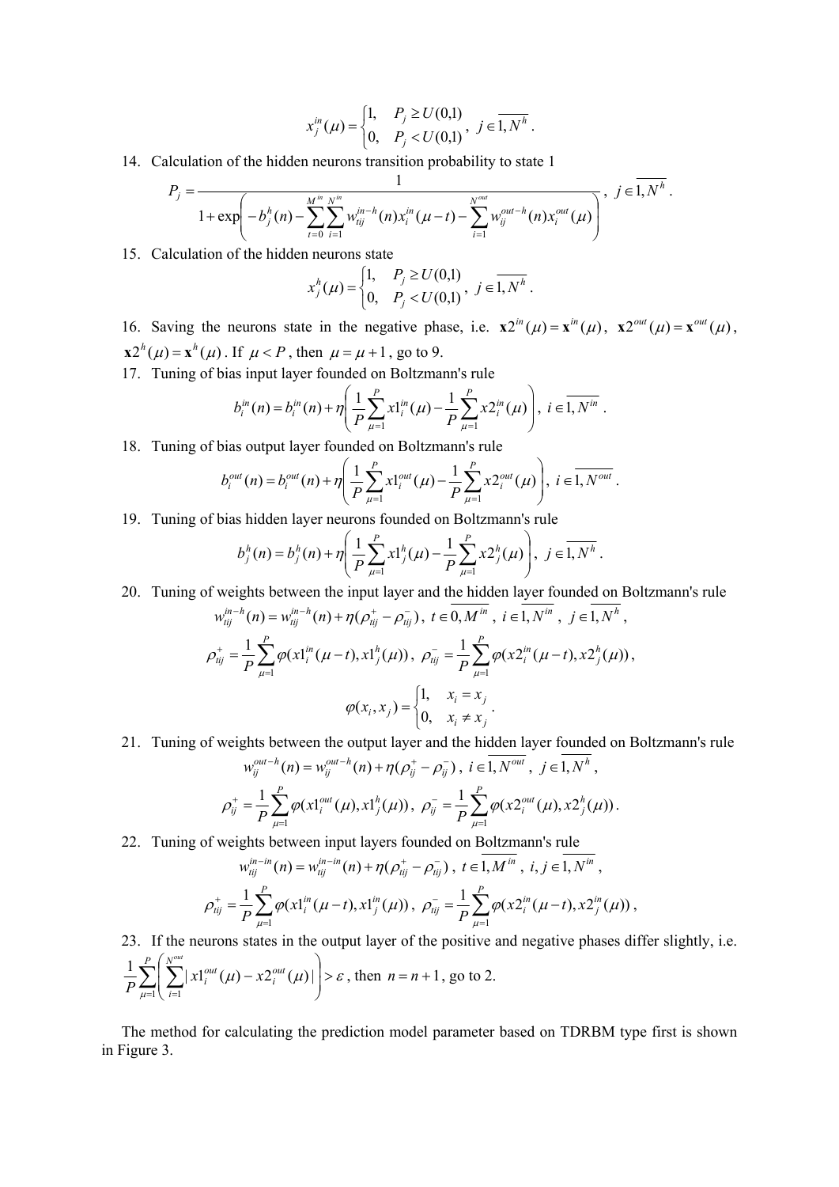$$x_j^{in}(\mu) = \begin{cases} 1, & P_j \ge U(0,1) \\ 0, & P_j < U(0,1) \end{cases}, \ j \in \overline{1, N^h}.$$

14. Calculation of the hidden neurons transition probability to state 1

$$P_j = \frac{1}{1 + \exp\left( -b_j^h(n) - \sum_{t=0}^{M^{in}} \sum_{i=1}^{N^{in}} w_{tij}^{in-h}(n) x_i^{in}(\mu - t) - \sum_{i=1}^{N^{out}} w_{ij}^{out-h}(n) x_i^{out}(\mu) \right)}, \ j \in \overline{1, N^h}.$$

15. Calculation of the hidden neurons state

$$x_j^h(\mu) = \begin{cases} 1, & P_j \ge U(0,1) \\ 0, & P_j < U(0,1) \end{cases}, \ j \in \overline{1, N^h}.$$

16. Saving the neurons state in the negative phase, i.e. $\mathbf{x2}^{in}(\mu) = \mathbf{x}^{in}(\mu)$, $\mathbf{x2}^{out}(\mu) = \mathbf{x}^{out}(\mu)$, $\mathbf{x2}^h(\mu) = \mathbf{x}^h(\mu)$. If $\mu < P$, then $\mu = \mu + 1$, go to 9.

17. Tuning of bias input layer founded on Boltzmann's rule

$$b_i^{in}(n) = b_i^{in}(n) + \eta \left( \frac{1}{P} \sum_{\mu=1}^{P} x1_i^{in}(\mu) - \frac{1}{P} \sum_{\mu=1}^{P} x2_i^{in}(\mu) \right), \ i \in \overline{1, N^{in}}.$$

18. Tuning of bias output layer founded on Boltzmann's rule

$$b_i^{out}(n) = b_i^{out}(n) + \eta \left( \frac{1}{P} \sum_{\mu=1}^{P} x1_i^{out}(\mu) - \frac{1}{P} \sum_{\mu=1}^{P} x2_i^{out}(\mu) \right), \ i \in \overline{1, N^{out}}.$$

19. Tuning of bias hidden layer neurons founded on Boltzmann's rule

$$b_j^h(n) = b_j^h(n) + \eta \left( \frac{1}{P} \sum_{\mu=1}^{P} x1_j^h(\mu) - \frac{1}{P} \sum_{\mu=1}^{P} x2_j^h(\mu) \right), \ j \in \overline{1, N^h}.$$

20. Tuning of weights between the input layer and the hidden layer founded on Boltzmann's rule

$$w_{tij}^{in-h}(n) = w_{tij}^{in-h}(n) + \eta(\rho_{tij}^{+} - \rho_{tij}^{-}), \ t \in \overline{0, M^{in}}, \ i \in \overline{1, N^{in}}, \ j \in \overline{1, N^h},$$

$$\rho_{tij}^{+} = \frac{1}{P} \sum_{\mu=1}^{P} \varphi(x1_i^{in}(\mu - t), x1_j^h(\mu)), \ \rho_{tij}^{-} = \frac{1}{P} \sum_{\mu=1}^{P} \varphi(x2_i^{in}(\mu - t), x2_j^h(\mu)),$$

$$\varphi(x_i, x_j) = \begin{cases} 1, & x_i = x_j \\ 0, & x_i \ne x_j \end{cases}.$$

21. Tuning of weights between the output layer and the hidden layer founded on Boltzmann's rule

$$w_{ij}^{out-h}(n) = w_{ij}^{out-h}(n) + \eta(\rho_{ij}^{+} - \rho_{ij}^{-}), \ i \in \overline{1, N^{out}}, \ j \in \overline{1, N^h},$$

$$\rho_{ij}^{+} = \frac{1}{P} \sum_{\mu=1}^{P} \varphi(x1_i^{out}(\mu), x1_j^h(\mu)), \ \rho_{ij}^{-} = \frac{1}{P} \sum_{\mu=1}^{P} \varphi(x2_i^{out}(\mu), x2_j^h(\mu)).$$

22. Tuning of weights between input layers founded on Boltzmann's rule

$$w_{tij}^{in-in}(n) = w_{tij}^{in-in}(n) + \eta(\rho_{tij}^{+} - \rho_{tij}^{-}), \ t \in \overline{1, M^{in}}, \ i, j \in \overline{1, N^{in}},$$

$$\rho_{tij}^{+} = \frac{1}{P} \sum_{\mu=1}^{P} \varphi(x1_i^{in}(\mu - t), x1_j^{in}(\mu)), \ \rho_{tij}^{-} = \frac{1}{P} \sum_{\mu=1}^{P} \varphi(x2_i^{in}(\mu - t), x2_j^{in}(\mu)),$$

23. If the neurons states in the output layer of the positive and negative phases differ slightly, i.e. $\frac{1}{P} \sum_{\mu=1}^{P} \left( \sum_{i=1}^{N^{out}} | x1_i^{out}(\mu) - x2_i^{out}(\mu) | \right) > \varepsilon$, then $n = n + 1$, go to 2.

The method for calculating the prediction model parameter based on TDRBM type first is shown in Figure 3.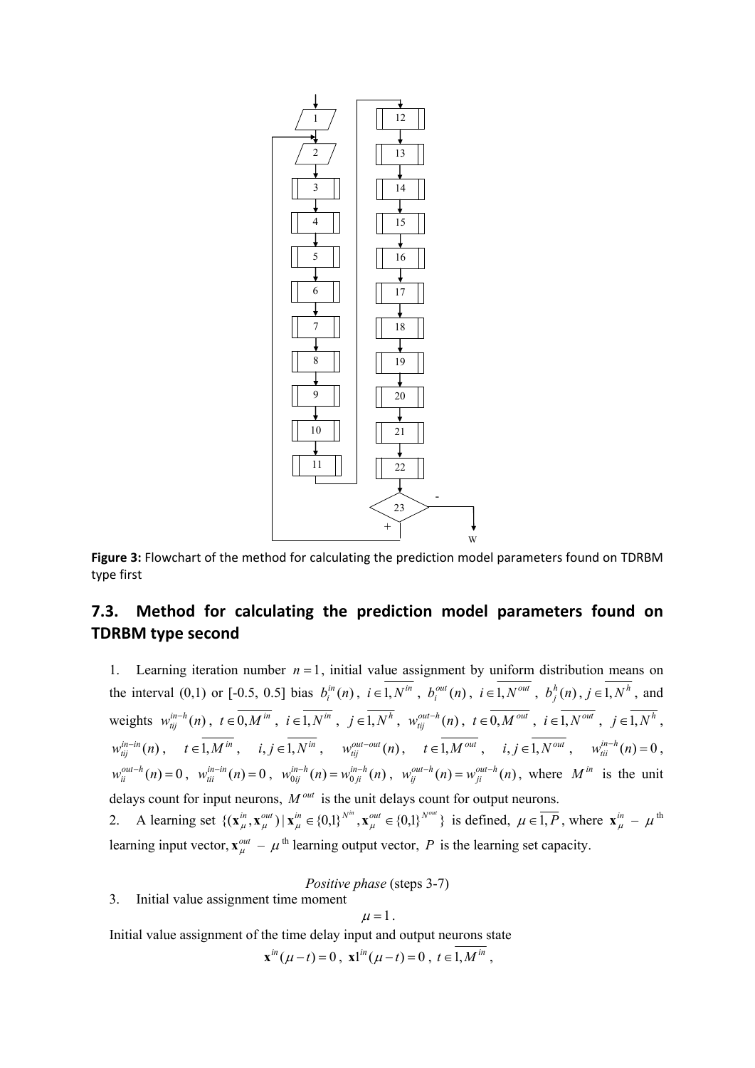**Figure 3:** Flowchart of the method for calculating the prediction model parameters found on TDRBM type first

## 7.3. Method for calculating the prediction model parameters found on TDRBM type second

1. Learning iteration number $n = 1$, initial value assignment by uniform distribution means on the interval (0,1) or [-0.5, 0.5] bias $b_i^{in}(n)$, $i \in \overline{1, N^{in}}$, $b_i^{out}(n)$, $i \in \overline{1, N^{out}}$, $b_j^{h}(n)$, $j \in \overline{1, N^{h}}$, and weights $w_{tij}^{in-h}(n)$, $t \in \overline{0, M^{in}}$, $i \in \overline{1, N^{in}}$, $j \in \overline{1, N^{h}}$, $w_{tij}^{out-h}(n)$, $t \in \overline{0, M^{out}}$, $i \in \overline{1, N^{out}}$, $j \in \overline{1, N^{h}}$, $w_{tij}^{in-in}(n)$, $t \in \overline{1, M^{in}}$, $i, j \in \overline{1, N^{in}}$, $w_{tij}^{out-out}(n)$, $t \in \overline{1, M^{out}}$, $i, j \in \overline{1, N^{out}}$, $w_{tii}^{in-h}(n) = 0$, $w_{ii}^{out-h}(n) = 0$, $w_{tii}^{in-in}(n) = 0$, $w_{0ij}^{in-h}(n) = w_{0ji}^{in-h}(n)$, $w_{ij}^{out-h}(n) = w_{ji}^{out-h}(n)$, where $M^{in}$ is the unit delays count for input neurons, $M^{out}$ is the unit delays count for output neurons.
2. A learning set $\{(\mathbf{x}_\mu^{in}, \mathbf{x}_\mu^{out}) \mid \mathbf{x}_\mu^{in} \in \{0,1\}^{N^{in}}, \mathbf{x}_\mu^{out} \in \{0,1\}^{N^{out}}\}$ is defined, $\mu \in \overline{1, P}$, where $\mathbf{x}_\mu^{in}$ – $\mu^{\text{th}}$ learning input vector, $\mathbf{x}_\mu^{out}$ – $\mu^{\text{th}}$ learning output vector, $P$ is the learning set capacity.

*Positive phase* (steps 3-7)

3. Initial value assignment time moment

$$\mu = 1.$$

Initial value assignment of the time delay input and output neurons state

$$\mathbf{x}^{in}(\mu - t) = 0, \ \mathbf{x}1^{in}(\mu - t) = 0, \ t \in \overline{1, M^{in}},$$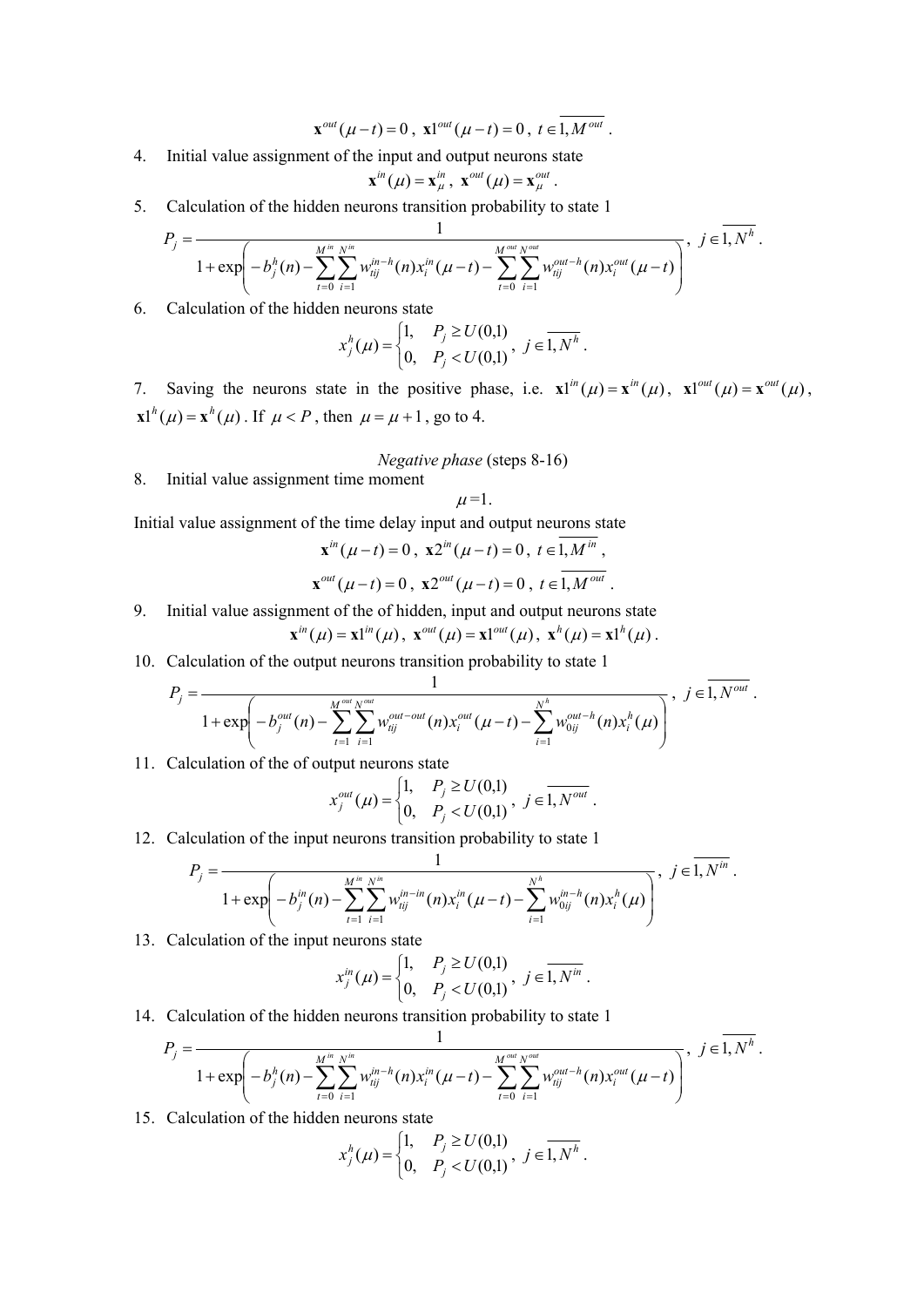$$\mathbf{x}^{out}(\mu - t) = 0,\ \mathbf{x}1^{out}(\mu - t) = 0,\ t \in \overline{1, M^{out}}.$$

4. Initial value assignment of the input and output neurons state

$$\mathbf{x}^{in}(\mu) = \mathbf{x}^{in}_{\mu},\ \mathbf{x}^{out}(\mu) = \mathbf{x}^{out}_{\mu}.$$

5. Calculation of the hidden neurons transition probability to state 1

$$P_j = \frac{1}{1 + \exp\left( -b^h_j(n) - \sum_{t=0}^{M^{in}} \sum_{i=1}^{N^{in}} w^{in-h}_{tij}(n) x^{in}_i(\mu - t) - \sum_{t=0}^{M^{out}} \sum_{i=1}^{N^{out}} w^{out-h}_{tij}(n) x^{out}_i(\mu - t) \right)},\ j \in \overline{1, N^h}.$$

6. Calculation of the hidden neurons state

$$x^h_j(\mu) = \begin{cases} 1, & P_j \geq U(0,1) \\ 0, & P_j < U(0,1) \end{cases},\ j \in \overline{1, N^h}.$$

7. Saving the neurons state in the positive phase, i.e. $\mathbf{x}1^{in}(\mu) = \mathbf{x}^{in}(\mu)$, $\mathbf{x}1^{out}(\mu) = \mathbf{x}^{out}(\mu)$, $\mathbf{x}1^h(\mu) = \mathbf{x}^h(\mu)$. If $\mu < P$, then $\mu = \mu + 1$, go to 4.

*Negative phase* (steps 8-16)

8. Initial value assignment time moment

$$\mu = 1.$$

Initial value assignment of the time delay input and output neurons state

$$\mathbf{x}^{in}(\mu - t) = 0,\ \mathbf{x}2^{in}(\mu - t) = 0,\ t \in \overline{1, M^{in}},$$

$$\mathbf{x}^{out}(\mu - t) = 0,\ \mathbf{x}2^{out}(\mu - t) = 0,\ t \in \overline{1, M^{out}}.$$

9. Initial value assignment of the of hidden, input and output neurons state

$$\mathbf{x}^{in}(\mu) = \mathbf{x}1^{in}(\mu),\ \mathbf{x}^{out}(\mu) = \mathbf{x}1^{out}(\mu),\ \mathbf{x}^h(\mu) = \mathbf{x}1^h(\mu).$$

10. Calculation of the output neurons transition probability to state 1

$$P_j = \frac{1}{1 + \exp\left( -b^{out}_j(n) - \sum_{t=1}^{M^{out}} \sum_{i=1}^{N^{out}} w^{out-out}_{tij}(n) x^{out}_i(\mu - t) - \sum_{i=1}^{N^h} w^{out-h}_{0ij}(n) x^h_i(\mu) \right)},\ j \in \overline{1, N^{out}}.$$

11. Calculation of the of output neurons state

$$x^{out}_j(\mu) = \begin{cases} 1, & P_j \geq U(0,1) \\ 0, & P_j < U(0,1) \end{cases},\ j \in \overline{1, N^{out}}.$$

12. Calculation of the input neurons transition probability to state 1

$$P_j = \frac{1}{1 + \exp\left( -b^{in}_j(n) - \sum_{t=1}^{M^{in}} \sum_{i=1}^{N^{in}} w^{in-in}_{tij}(n) x^{in}_i(\mu - t) - \sum_{i=1}^{N^h} w^{in-h}_{0ij}(n) x^h_i(\mu) \right)},\ j \in \overline{1, N^{in}}.$$

13. Calculation of the input neurons state

$$x^{in}_j(\mu) = \begin{cases} 1, & P_j \geq U(0,1) \\ 0, & P_j < U(0,1) \end{cases},\ j \in \overline{1, N^{in}}.$$

14. Calculation of the hidden neurons transition probability to state 1

$$P_j = \frac{1}{1 + \exp\left( -b^h_j(n) - \sum_{t=0}^{M^{in}} \sum_{i=1}^{N^{in}} w^{in-h}_{tij}(n) x^{in}_i(\mu - t) - \sum_{t=0}^{M^{out}} \sum_{i=1}^{N^{out}} w^{out-h}_{tij}(n) x^{out}_i(\mu - t) \right)},\ j \in \overline{1, N^h}.$$

15. Calculation of the hidden neurons state

$$x^h_j(\mu) = \begin{cases} 1, & P_j \geq U(0,1) \\ 0, & P_j < U(0,1) \end{cases},\ j \in \overline{1, N^h}.$$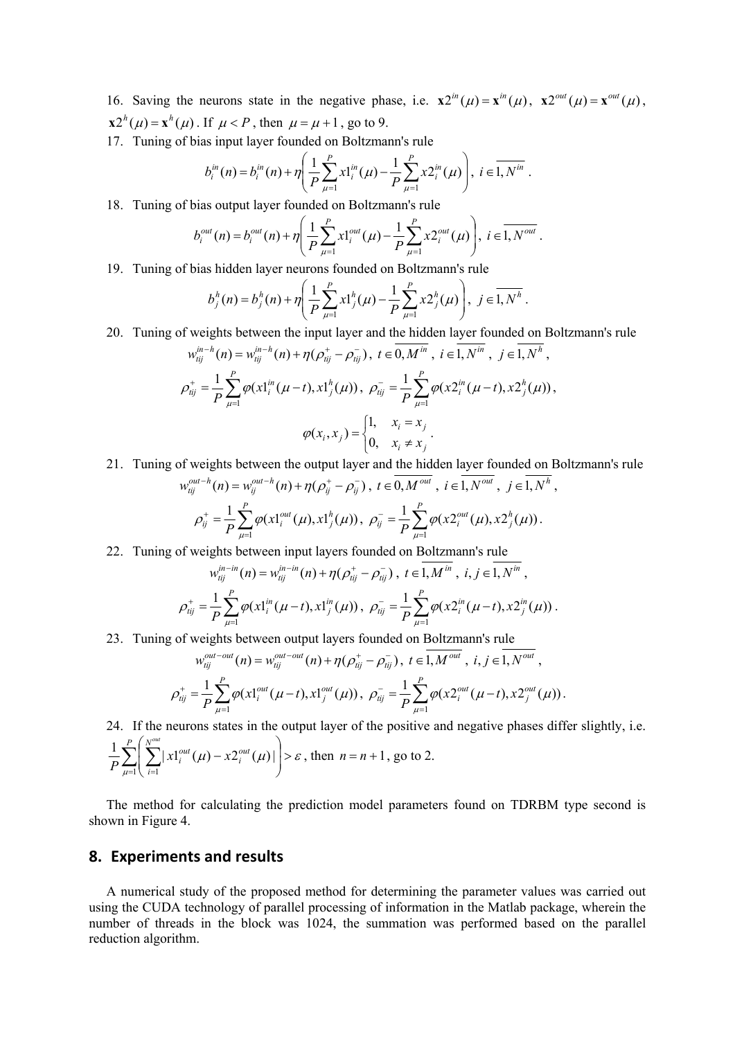16. Saving the neurons state in the negative phase, i.e. $\mathbf{x}2^{in}(\mu) = \mathbf{x}^{in}(\mu)$, $\mathbf{x}2^{out}(\mu) = \mathbf{x}^{out}(\mu)$, $\mathbf{x}2^{h}(\mu) = \mathbf{x}^{h}(\mu)$. If $\mu < P$, then $\mu = \mu + 1$, go to 9.
17. Tuning of bias input layer founded on Boltzmann's rule

$$b_i^{in}(n) = b_i^{in}(n) + \eta\left(\frac{1}{P}\sum_{\mu=1}^{P} x1_i^{in}(\mu) - \frac{1}{P}\sum_{\mu=1}^{P} x2_i^{in}(\mu)\right),\ i \in \overline{1, N^{in}}\ .$$

18. Tuning of bias output layer founded on Boltzmann's rule

$$b_i^{out}(n) = b_i^{out}(n) + \eta\left(\frac{1}{P}\sum_{\mu=1}^{P} x1_i^{out}(\mu) - \frac{1}{P}\sum_{\mu=1}^{P} x2_i^{out}(\mu)\right),\ i \in \overline{1, N^{out}}\ .$$

19. Tuning of bias hidden layer neurons founded on Boltzmann's rule

$$b_j^{h}(n) = b_j^{h}(n) + \eta\left(\frac{1}{P}\sum_{\mu=1}^{P} x1_j^{h}(\mu) - \frac{1}{P}\sum_{\mu=1}^{P} x2_j^{h}(\mu)\right),\ j \in \overline{1, N^{h}}\ .$$

20. Tuning of weights between the input layer and the hidden layer founded on Boltzmann's rule

$$w_{tij}^{in-h}(n) = w_{tij}^{in-h}(n) + \eta(\rho_{tij}^{+} - \rho_{tij}^{-}),\ t \in \overline{0, M^{in}}\ ,\ i \in \overline{1, N^{in}}\ ,\ j \in \overline{1, N^{h}}\ ,$$

$$\rho_{tij}^{+} = \frac{1}{P}\sum_{\mu=1}^{P} \varphi(x1_i^{in}(\mu - t), x1_j^{h}(\mu)),\ \rho_{tij}^{-} = \frac{1}{P}\sum_{\mu=1}^{P} \varphi(x2_i^{in}(\mu - t), x2_j^{h}(\mu)),$$

$$\varphi(x_i, x_j) = \begin{cases} 1, & x_i = x_j \\ 0, & x_i \neq x_j \end{cases}.$$

21. Tuning of weights between the output layer and the hidden layer founded on Boltzmann's rule

$$w_{tij}^{out-h}(n) = w_{ij}^{out-h}(n) + \eta(\rho_{ij}^{+} - \rho_{ij}^{-}),\ t \in \overline{0, M^{out}}\ ,\ i \in \overline{1, N^{out}}\ ,\ j \in \overline{1, N^{h}}\ ,$$

$$\rho_{ij}^{+} = \frac{1}{P}\sum_{\mu=1}^{P} \varphi(x1_i^{out}(\mu), x1_j^{h}(\mu)),\ \rho_{ij}^{-} = \frac{1}{P}\sum_{\mu=1}^{P} \varphi(x2_i^{out}(\mu), x2_j^{h}(\mu)).$$

22. Tuning of weights between input layers founded on Boltzmann's rule

$$w_{tij}^{in-in}(n) = w_{tij}^{in-in}(n) + \eta(\rho_{tij}^{+} - \rho_{tij}^{-}),\ t \in \overline{1, M^{in}}\ ,\ i, j \in \overline{1, N^{in}}\ ,$$

$$\rho_{tij}^{+} = \frac{1}{P}\sum_{\mu=1}^{P} \varphi(x1_i^{in}(\mu - t), x1_j^{in}(\mu)),\ \rho_{tij}^{-} = \frac{1}{P}\sum_{\mu=1}^{P} \varphi(x2_i^{in}(\mu - t), x2_j^{in}(\mu)).$$

23. Tuning of weights between output layers founded on Boltzmann's rule

$$w_{tij}^{out-out}(n) = w_{tij}^{out-out}(n) + \eta(\rho_{tij}^{+} - \rho_{tij}^{-}),\ t \in \overline{1, M^{out}}\ ,\ i, j \in \overline{1, N^{out}}\ ,$$

$$\rho_{tij}^{+} = \frac{1}{P}\sum_{\mu=1}^{P} \varphi(x1_i^{out}(\mu - t), x1_j^{out}(\mu)),\ \rho_{tij}^{-} = \frac{1}{P}\sum_{\mu=1}^{P} \varphi(x2_i^{out}(\mu - t), x2_j^{out}(\mu)).$$

24. If the neurons states in the output layer of the positive and negative phases differ slightly, i.e. $\frac{1}{P}\sum_{\mu=1}^{P}\left(\sum_{i=1}^{N^{out}} |x1_i^{out}(\mu) - x2_i^{out}(\mu)|\right) > \varepsilon$, then $n = n + 1$, go to 2.

The method for calculating the prediction model parameters found on TDRBM type second is shown in Figure 4.

## 8. Experiments and results

A numerical study of the proposed method for determining the parameter values was carried out using the CUDA technology of parallel processing of information in the Matlab package, wherein the number of threads in the block was 1024, the summation was performed based on the parallel reduction algorithm.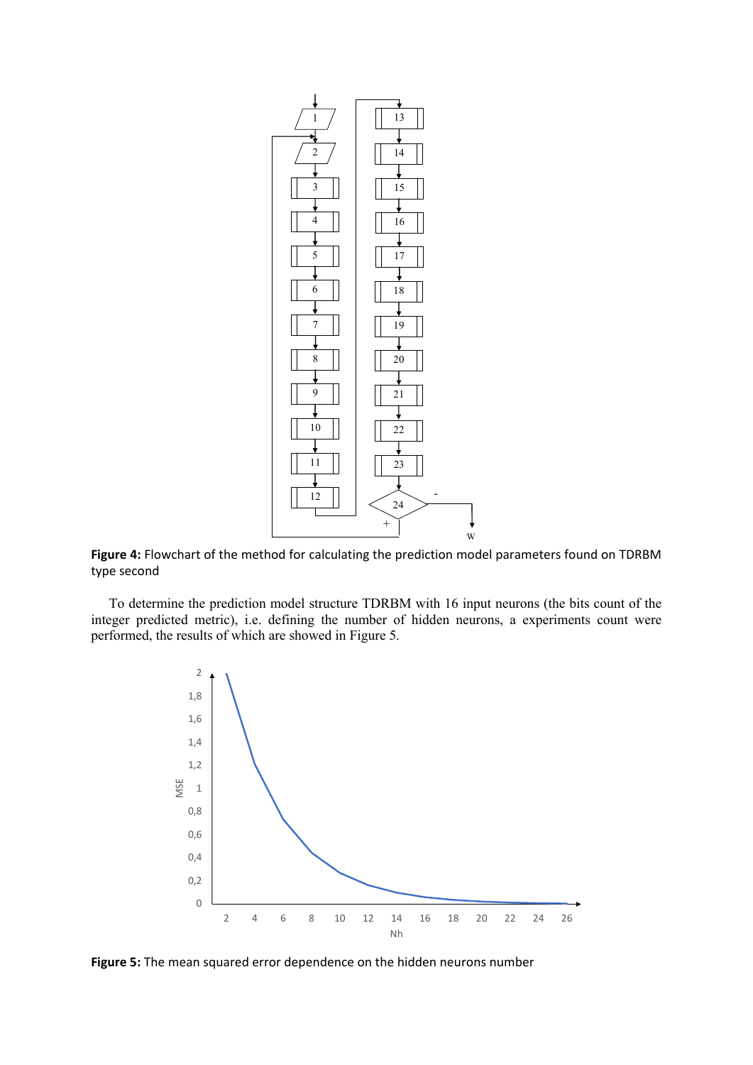**Figure 4:** Flowchart of the method for calculating the prediction model parameters found on TDRBM type second

To determine the prediction model structure TDRBM with 16 input neurons (the bits count of the integer predicted metric), i.e. defining the number of hidden neurons, a experiments count were performed, the results of which are showed in Figure 5.

**Figure 5:** The mean squared error dependence on the hidden neurons number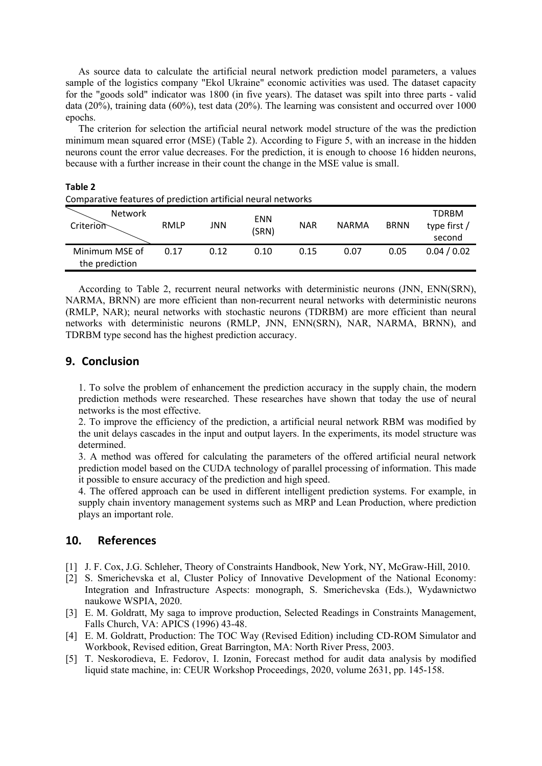As source data to calculate the artificial neural network prediction model parameters, a values sample of the logistics company "Ekol Ukraine" economic activities was used. The dataset capacity for the "goods sold" indicator was 1800 (in five years). The dataset was spilt into three parts - valid data (20%), training data (60%), test data (20%). The learning was consistent and occurred over 1000 epochs.

The criterion for selection the artificial neural network model structure of the was the prediction minimum mean squared error (MSE) (Table 2). According to Figure 5, with an increase in the hidden neurons count the error value decreases. For the prediction, it is enough to choose 16 hidden neurons, because with a further increase in their count the change in the MSE value is small.

**Table 2**

Comparative features of prediction artificial neural networks

| Criterion \ Network | RMLP | JNN | ENN (SRN) | NAR | NARMA | BRNN | TDRBM type first / second |
|---|---|---|---|---|---|---|---|
| Minimum MSE of the prediction | 0.17 | 0.12 | 0.10 | 0.15 | 0.07 | 0.05 | 0.04 / 0.02 |

According to Table 2, recurrent neural networks with deterministic neurons (JNN, ENN(SRN), NARMA, BRNN) are more efficient than non-recurrent neural networks with deterministic neurons (RMLP, NAR); neural networks with stochastic neurons (TDRBM) are more efficient than neural networks with deterministic neurons (RMLP, JNN, ENN(SRN), NAR, NARMA, BRNN), and TDRBM type second has the highest prediction accuracy.

## 9. Conclusion

1. To solve the problem of enhancement the prediction accuracy in the supply chain, the modern prediction methods were researched. These researches have shown that today the use of neural networks is the most effective.

2. To improve the efficiency of the prediction, a artificial neural network RBM was modified by the unit delays cascades in the input and output layers. In the experiments, its model structure was determined.

3. A method was offered for calculating the parameters of the offered artificial neural network prediction model based on the CUDA technology of parallel processing of information. This made it possible to ensure accuracy of the prediction and high speed.

4. The offered approach can be used in different intelligent prediction systems. For example, in supply chain inventory management systems such as MRP and Lean Production, where prediction plays an important role.

## 10. References

[1] J. F. Cox, J.G. Schleher, Theory of Constraints Handbook, New York, NY, McGraw-Hill, 2010.

[2] S. Smerichevska et al, Cluster Policy of Innovative Development of the National Economy: Integration and Infrastructure Aspects: monograph, S. Smerichevska (Eds.), Wydawnictwo naukowe WSPIA, 2020.

[3] E. M. Goldratt, My saga to improve production, Selected Readings in Constraints Management, Falls Church, VA: APICS (1996) 43-48.

[4] E. M. Goldratt, Production: The TOC Way (Revised Edition) including CD-ROM Simulator and Workbook, Revised edition, Great Barrington, MA: North River Press, 2003.

[5] T. Neskorodieva, E. Fedorov, I. Izonin, Forecast method for audit data analysis by modified liquid state machine, in: CEUR Workshop Proceedings, 2020, volume 2631, pp. 145-158.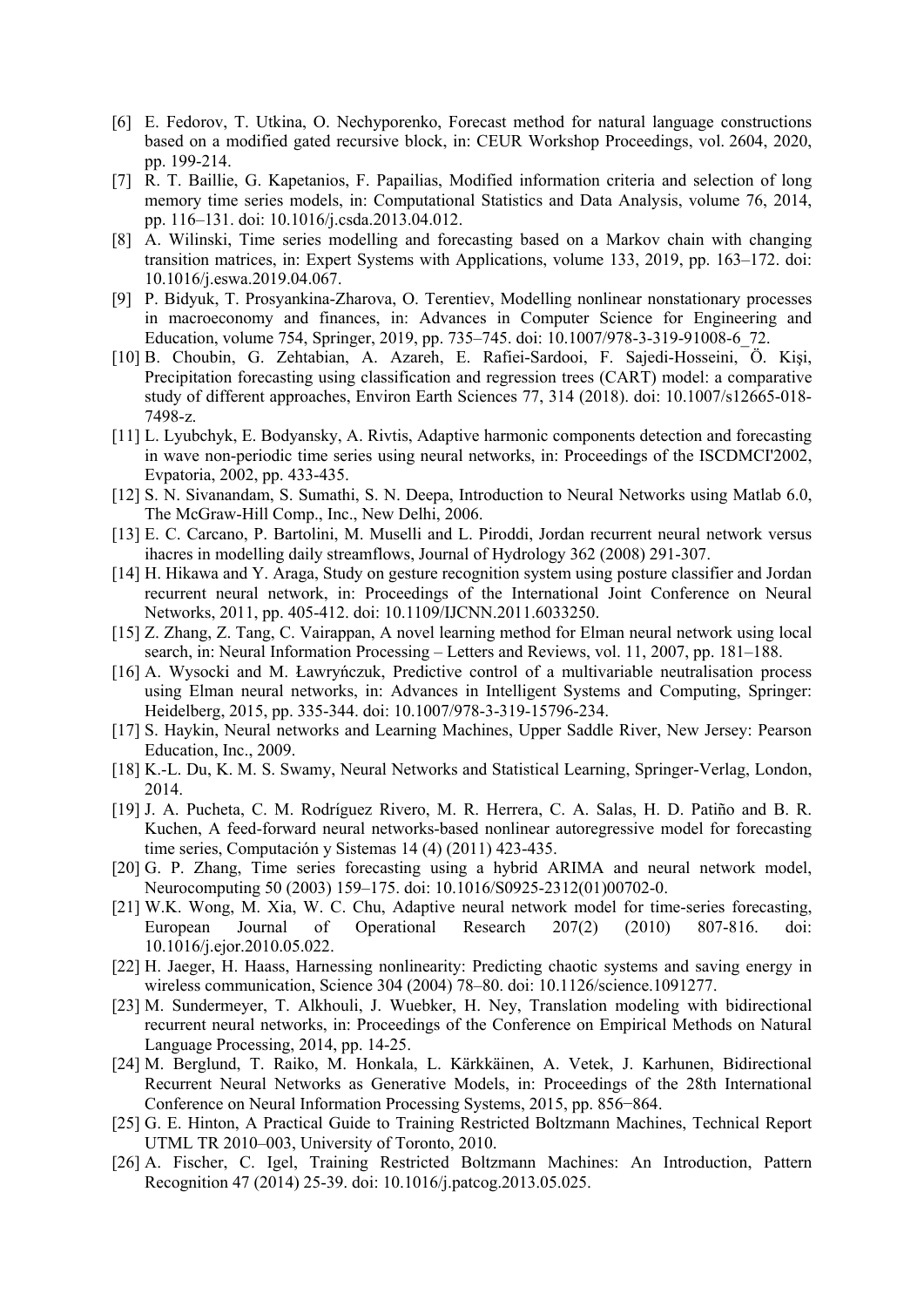[6] E. Fedorov, T. Utkina, O. Nechyporenko, Forecast method for natural language constructions based on a modified gated recursive block, in: CEUR Workshop Proceedings, vol. 2604, 2020, pp. 199-214.

[7] R. T. Baillie, G. Kapetanios, F. Papailias, Modified information criteria and selection of long memory time series models, in: Computational Statistics and Data Analysis, volume 76, 2014, pp. 116–131. doi: 10.1016/j.csda.2013.04.012.

[8] A. Wilinski, Time series modelling and forecasting based on a Markov chain with changing transition matrices, in: Expert Systems with Applications, volume 133, 2019, pp. 163–172. doi: 10.1016/j.eswa.2019.04.067.

[9] P. Bidyuk, T. Prosyankina-Zharova, O. Terentiev, Modelling nonlinear nonstationary processes in macroeconomy and finances, in: Advances in Computer Science for Engineering and Education, volume 754, Springer, 2019, pp. 735–745. doi: 10.1007/978-3-319-91008-6_72.

[10] B. Choubin, G. Zehtabian, A. Azareh, E. Rafiei-Sardooi, F. Sajedi-Hosseini, Ö. Kişi, Precipitation forecasting using classification and regression trees (CART) model: a comparative study of different approaches, Environ Earth Sciences 77, 314 (2018). doi: 10.1007/s12665-018-7498-z.

[11] L. Lyubchyk, E. Bodyansky, A. Rivtis, Adaptive harmonic components detection and forecasting in wave non-periodic time series using neural networks, in: Proceedings of the ISCDMCI'2002, Evpatoria, 2002, pp. 433-435.

[12] S. N. Sivanandam, S. Sumathi, S. N. Deepa, Introduction to Neural Networks using Matlab 6.0, The McGraw-Hill Comp., Inc., New Delhi, 2006.

[13] E. C. Carcano, P. Bartolini, M. Muselli and L. Piroddi, Jordan recurrent neural network versus ihacres in modelling daily streamflows, Journal of Hydrology 362 (2008) 291-307.

[14] H. Hikawa and Y. Araga, Study on gesture recognition system using posture classifier and Jordan recurrent neural network, in: Proceedings of the International Joint Conference on Neural Networks, 2011, pp. 405-412. doi: 10.1109/IJCNN.2011.6033250.

[15] Z. Zhang, Z. Tang, C. Vairappan, A novel learning method for Elman neural network using local search, in: Neural Information Processing – Letters and Reviews, vol. 11, 2007, pp. 181–188.

[16] A. Wysocki and M. Ławryńczuk, Predictive control of a multivariable neutralisation process using Elman neural networks, in: Advances in Intelligent Systems and Computing, Springer: Heidelberg, 2015, pp. 335-344. doi: 10.1007/978-3-319-15796-234.

[17] S. Haykin, Neural networks and Learning Machines, Upper Saddle River, New Jersey: Pearson Education, Inc., 2009.

[18] K.-L. Du, K. M. S. Swamy, Neural Networks and Statistical Learning, Springer-Verlag, London, 2014.

[19] J. A. Pucheta, C. M. Rodríguez Rivero, M. R. Herrera, C. A. Salas, H. D. Patiño and B. R. Kuchen, A feed-forward neural networks-based nonlinear autoregressive model for forecasting time series, Computación y Sistemas 14 (4) (2011) 423-435.

[20] G. P. Zhang, Time series forecasting using a hybrid ARIMA and neural network model, Neurocomputing 50 (2003) 159–175. doi: 10.1016/S0925-2312(01)00702-0.

[21] W.K. Wong, M. Xia, W. C. Chu, Adaptive neural network model for time-series forecasting, European Journal of Operational Research 207(2) (2010) 807-816. doi: 10.1016/j.ejor.2010.05.022.

[22] H. Jaeger, H. Haass, Harnessing nonlinearity: Predicting chaotic systems and saving energy in wireless communication, Science 304 (2004) 78–80. doi: 10.1126/science.1091277.

[23] M. Sundermeyer, T. Alkhouli, J. Wuebker, H. Ney, Translation modeling with bidirectional recurrent neural networks, in: Proceedings of the Conference on Empirical Methods on Natural Language Processing, 2014, pp. 14-25.

[24] M. Berglund, T. Raiko, M. Honkala, L. Kärkkäinen, A. Vetek, J. Karhunen, Bidirectional Recurrent Neural Networks as Generative Models, in: Proceedings of the 28th International Conference on Neural Information Processing Systems, 2015, pp. 856−864.

[25] G. E. Hinton, A Practical Guide to Training Restricted Boltzmann Machines, Technical Report UTML TR 2010–003, University of Toronto, 2010.

[26] A. Fischer, C. Igel, Training Restricted Boltzmann Machines: An Introduction, Pattern Recognition 47 (2014) 25-39. doi: 10.1016/j.patcog.2013.05.025.